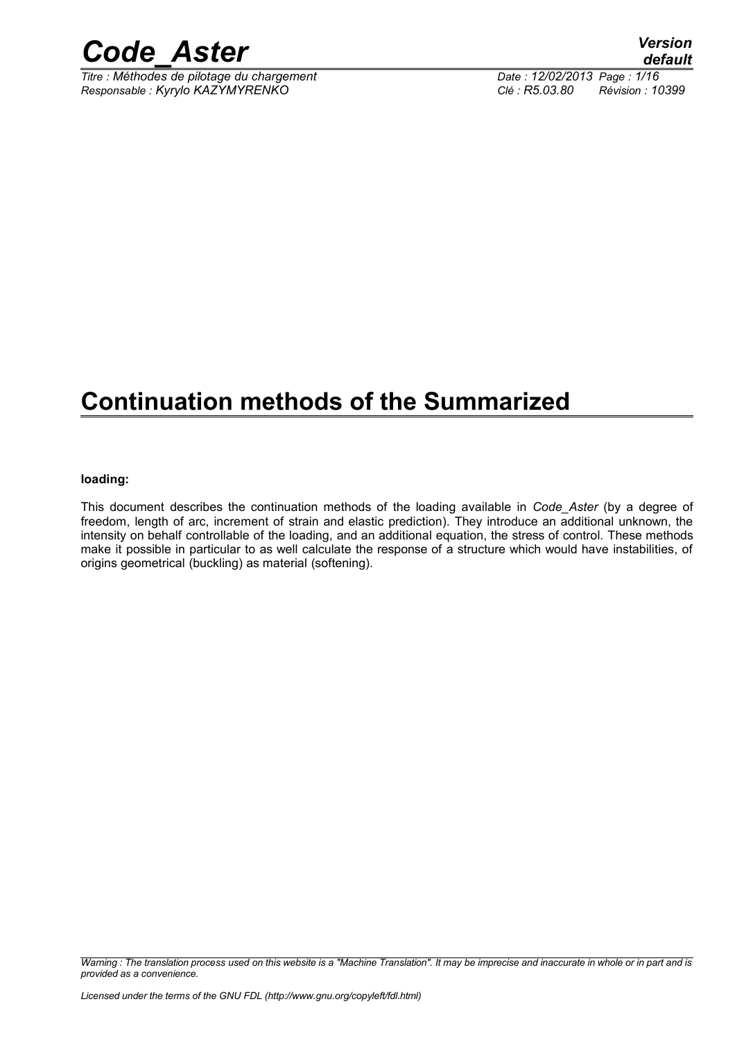# Continuation methods of the Summarized

**loading:**

This document describes the continuation methods of the loading available in *Code_Aster* (by a degree of freedom, length of arc, increment of strain and elastic prediction). They introduce an additional unknown, the intensity on behalf controllable of the loading, and an additional equation, the stress of control. These methods make it possible in particular to as well calculate the response of a structure which would have instabilities, of origins geometrical (buckling) as material (softening).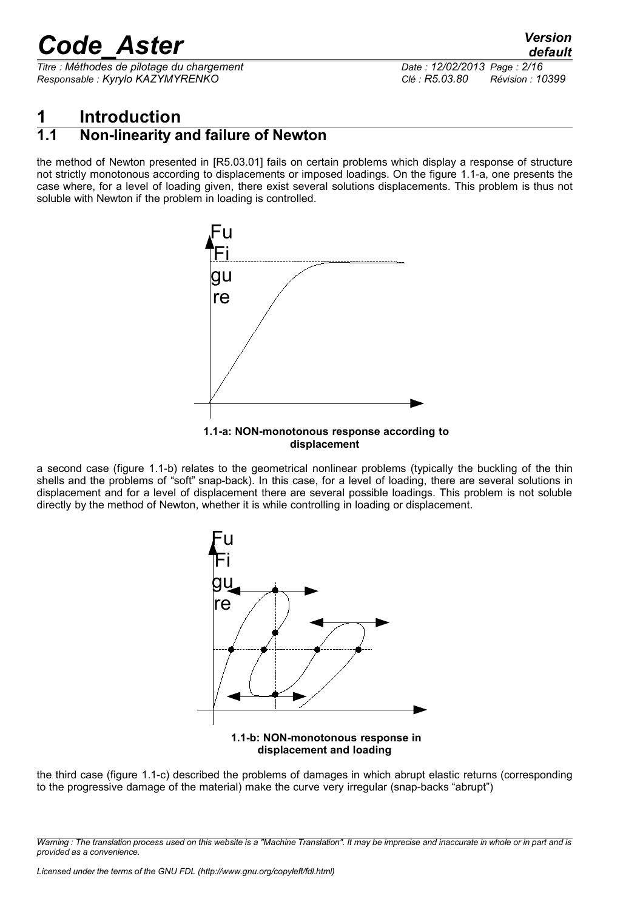# 1 Introduction

## 1.1 Non-linearity and failure of Newton

the method of Newton presented in [R5.03.01] fails on certain problems which display a response of structure not strictly monotonous according to displacements or imposed loadings. On the figure 1.1-a, one presents the case where, for a level of loading given, there exist several solutions displacements. This problem is thus not soluble with Newton if the problem in loading is controlled.

**1.1-a: NON-monotonous response according to displacement**

a second case (figure 1.1-b) relates to the geometrical nonlinear problems (typically the buckling of the thin shells and the problems of "soft" snap-back). In this case, for a level of loading, there are several solutions in displacement and for a level of displacement there are several possible loadings. This problem is not soluble directly by the method of Newton, whether it is while controlling in loading or displacement.

**1.1-b: NON-monotonous response in displacement and loading**

the third case (figure 1.1-c) described the problems of damages in which abrupt elastic returns (corresponding to the progressive damage of the material) make the curve very irregular (snap-backs "abrupt")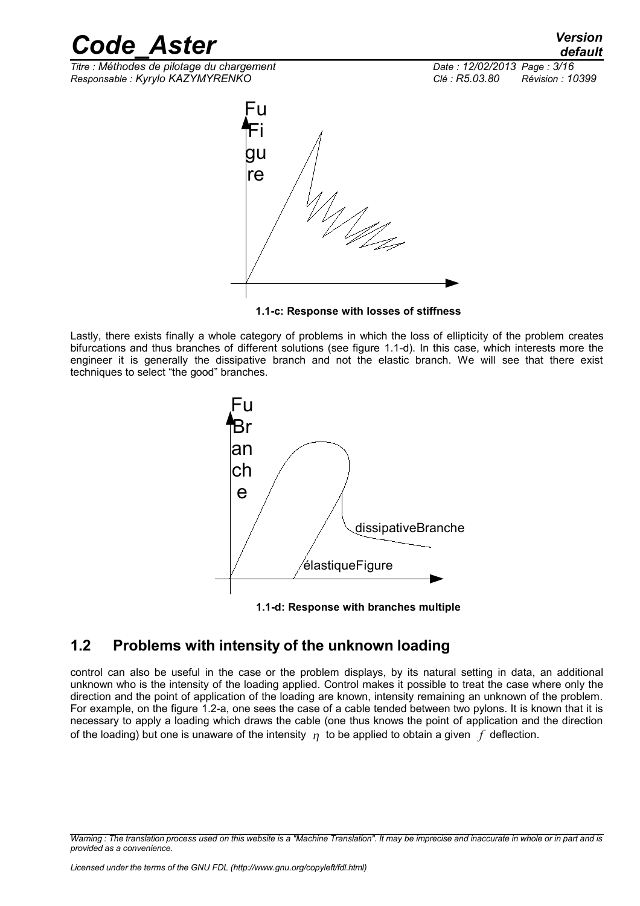Fu
Fi
gu
re

**1.1-c: Response with losses of stiffness**

Lastly, there exists finally a whole category of problems in which the loss of ellipticity of the problem creates bifurcations and thus branches of different solutions (see figure 1.1-d). In this case, which interests more the engineer it is generally the dissipative branch and not the elastic branch. We will see that there exist techniques to select "the good" branches.

Fu
Br
an
ch
e

dissipativeBranche

élastiqueFigure

**1.1-d: Response with branches multiple**

## 1.2 Problems with intensity of the unknown loading

control can also be useful in the case or the problem displays, by its natural setting in data, an additional unknown who is the intensity of the loading applied. Control makes it possible to treat the case where only the direction and the point of application of the loading are known, intensity remaining an unknown of the problem. For example, on the figure 1.2-a, one sees the case of a cable tended between two pylons. It is known that it is necessary to apply a loading which draws the cable (one thus knows the point of application and the direction of the loading) but one is unaware of the intensity $\eta$ to be applied to obtain a given $f$ deflection.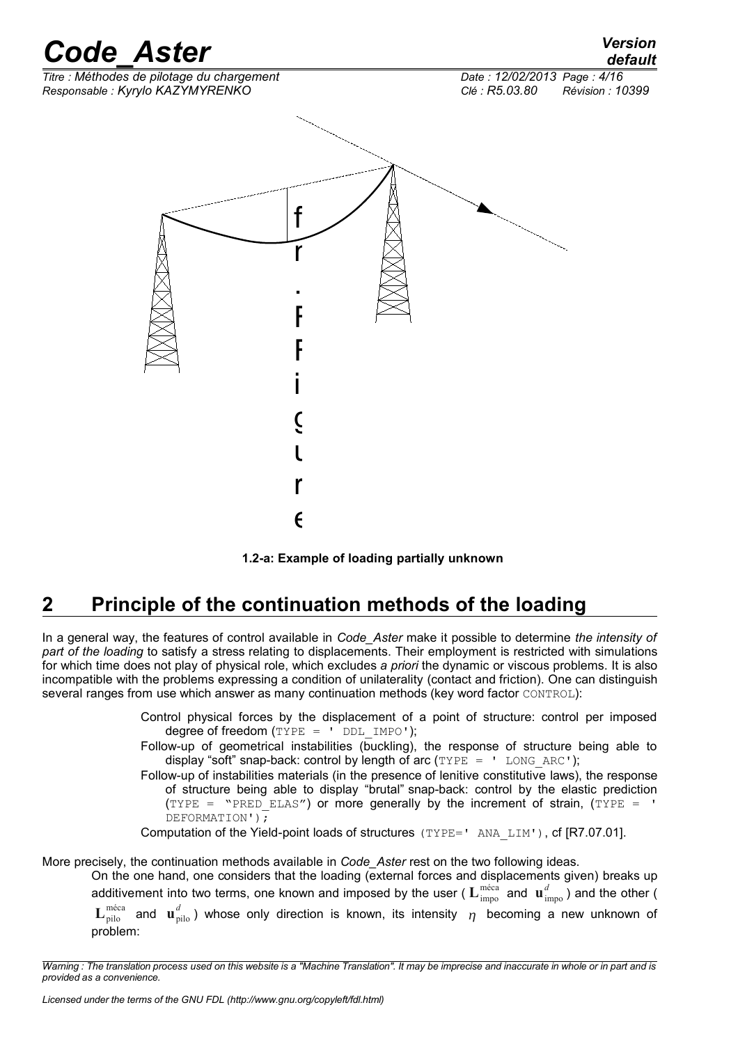1.2-a: Example of loading partially unknown

## 2 Principle of the continuation methods of the loading

In a general way, the features of control available in *Code_Aster* make it possible to determine *the intensity of part of the loading* to satisfy a stress relating to displacements. Their employment is restricted with simulations for which time does not play of physical role, which excludes *a priori* the dynamic or viscous problems. It is also incompatible with the problems expressing a condition of unilaterality (contact and friction). One can distinguish several ranges from use which answer as many continuation methods (key word factor CONTROL):

- Control physical forces by the displacement of a point of structure: control per imposed degree of freedom (TYPE = ' DDL_IMPO');
- Follow-up of geometrical instabilities (buckling), the response of structure being able to display "soft" snap-back: control by length of arc (TYPE = ' LONG_ARC');
- Follow-up of instabilities materials (in the presence of lenitive constitutive laws), the response of structure being able to display "brutal" snap-back: control by the elastic prediction (TYPE = "PRED_ELAS") or more generally by the increment of strain, (TYPE = ' DEFORMATION');
- Computation of the Yield-point loads of structures (TYPE=' ANA_LIM'), cf [R7.07.01].

More precisely, the continuation methods available in *Code_Aster* rest on the two following ideas.

On the one hand, one considers that the loading (external forces and displacements given) breaks up additivement into two terms, one known and imposed by the user ( $\mathbf{L}_{\text{impo}}^{\text{méca}}$ and $\mathbf{u}_{\text{impo}}^{d}$ ) and the other ( $\mathbf{L}_{\text{pilo}}^{\text{méca}}$ and $\mathbf{u}_{\text{pilo}}^{d}$ ) whose only direction is known, its intensity $\eta$ becoming a new unknown of problem: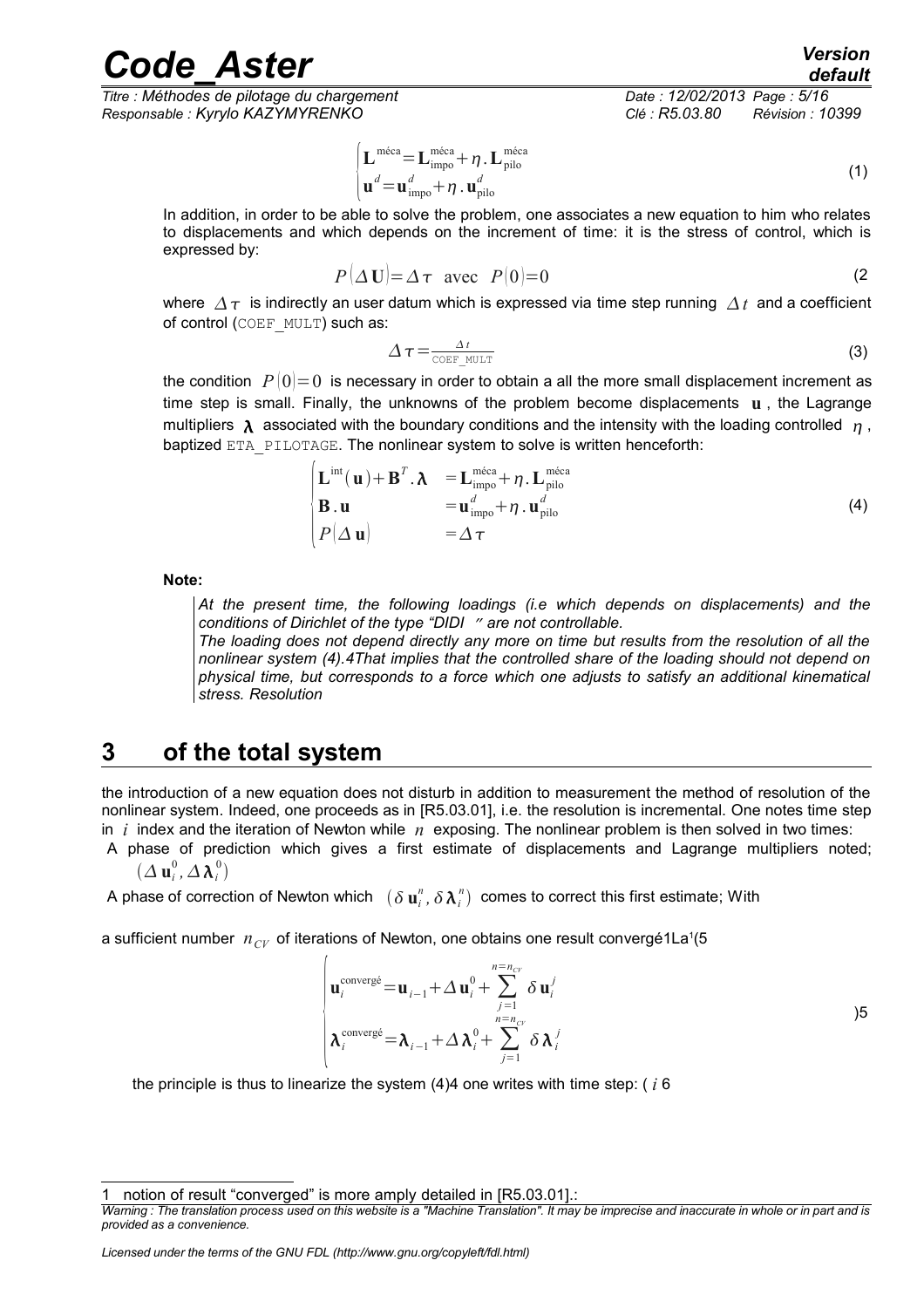$$
\begin{cases}
\mathbf{L}^{\text{méca}} = \mathbf{L}^{\text{méca}}_{\text{impo}} + \eta \,.\, \mathbf{L}^{\text{méca}}_{\text{pilo}} \\
\mathbf{u}^{d} = \mathbf{u}^{d}_{\text{impo}} + \eta \,.\, \mathbf{u}^{d}_{\text{pilo}}
\end{cases}
\quad (1)
$$

In addition, in order to be able to solve the problem, one associates a new equation to him who relates to displacements and which depends on the increment of time: it is the stress of control, which is expressed by:

$$
P(\Delta \mathbf{U}) = \Delta \tau \quad \text{avec} \quad P(0) = 0 \quad (2
$$

where $\Delta \tau$ is indirectly an user datum which is expressed via time step running $\Delta t$ and a coefficient of control (COEF_MULT) such as:

$$
\Delta \tau = \frac{\Delta t}{\text{COEF\_MULT}} \quad (3)
$$

the condition $P(0)=0$ is necessary in order to obtain a all the more small displacement increment as time step is small. Finally, the unknowns of the problem become displacements $\mathbf{u}$, the Lagrange multipliers $\boldsymbol{\lambda}$ associated with the boundary conditions and the intensity with the loading controlled $\eta$, baptized ETA_PILOTAGE. The nonlinear system to solve is written henceforth:

$$
\begin{cases}
\mathbf{L}^{\text{int}}(\mathbf{u}) + \mathbf{B}^{T} . \boldsymbol{\lambda} & = \mathbf{L}^{\text{méca}}_{\text{impo}} + \eta \,.\, \mathbf{L}^{\text{méca}}_{\text{pilo}} \\
\mathbf{B} . \mathbf{u} & = \mathbf{u}^{d}_{\text{impo}} + \eta \,.\, \mathbf{u}^{d}_{\text{pilo}} \\
P(\Delta \mathbf{u}) & = \Delta \tau
\end{cases}
\quad (4)
$$

**Note:**

*At the present time, the following loadings (i.e which depends on displacements) and the conditions of Dirichlet of the type "DIDI " are not controllable.*

*The loading does not depend directly any more on time but results from the resolution of all the nonlinear system (4).4That implies that the controlled share of the loading should not depend on physical time, but corresponds to a force which one adjusts to satisfy an additional kinematical stress. Resolution*

# 3 of the total system

the introduction of a new equation does not disturb in addition to measurement the method of resolution of the nonlinear system. Indeed, one proceeds as in [R5.03.01], i.e. the resolution is incremental. One notes time step in $i$ index and the iteration of Newton while $n$ exposing. The nonlinear problem is then solved in two times:

A phase of prediction which gives a first estimate of displacements and Lagrange multipliers noted; $(\Delta \mathbf{u}_i^0, \Delta \boldsymbol{\lambda}_i^0)$

A phase of correction of Newton which $(\delta \mathbf{u}_i^n, \delta \boldsymbol{\lambda}_i^n)$ comes to correct this first estimate; With

a sufficient number $n_{CV}$ of iterations of Newton, one obtains one result convergé1La[1](5

$$
\begin{cases}
\mathbf{u}_i^{\text{convergé}} = \mathbf{u}_{i-1} + \Delta \mathbf{u}_i^0 + \displaystyle\sum_{j=1}^{n=n_{CV}} \delta \mathbf{u}_i^j \\
\boldsymbol{\lambda}_i^{\text{convergé}} = \boldsymbol{\lambda}_{i-1} + \Delta \boldsymbol{\lambda}_i^0 + \displaystyle\sum_{j=1}^{n=n_{CV}} \delta \boldsymbol{\lambda}_i^j
\end{cases}
\quad )5
$$

the principle is thus to linearize the system (4)4 one writes with time step: ( $i$ 6

---

1 notion of result "converged" is more amply detailed in [R5.03.01].: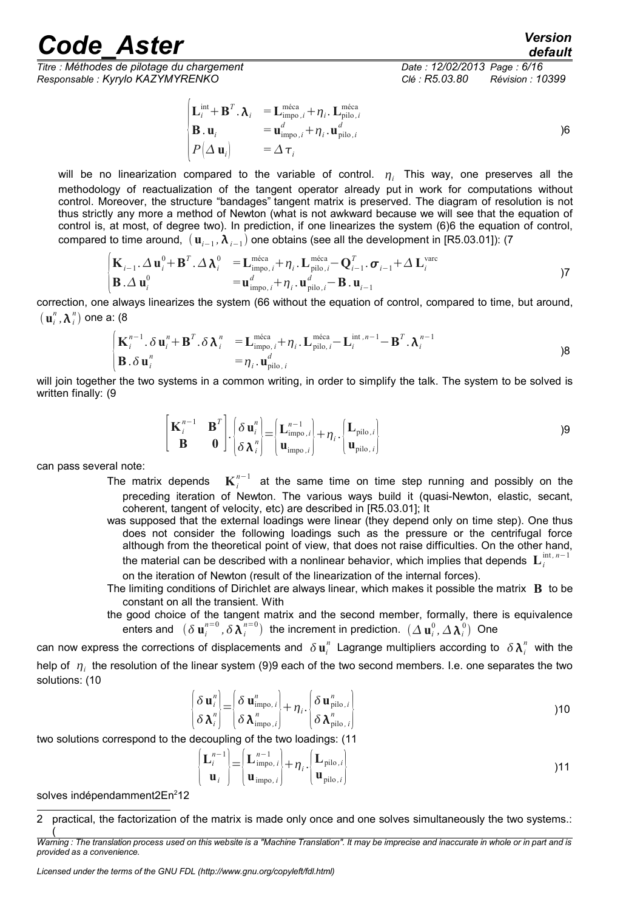$$\begin{cases} \mathbf{L}_i^{\text{int}} + \mathbf{B}^T . \boldsymbol{\lambda}_i & = \mathbf{L}_{\text{impo},i}^{\text{méca}} + \eta_i . \mathbf{L}_{\text{pilo},i}^{\text{méca}} \\ \mathbf{B} . \mathbf{u}_i & = \mathbf{u}_{\text{impo},i}^{d} + \eta_i . \mathbf{u}_{\text{pilo},i}^{d} \\ P(\Delta \mathbf{u}_i) & = \Delta \tau_i \end{cases} \quad )6$$

will be no linearization compared to the variable of control. $\eta_i$ This way, one preserves all the methodology of reactualization of the tangent operator already put in work for computations without control. Moreover, the structure "bandages" tangent matrix is preserved. The diagram of resolution is not thus strictly any more a method of Newton (what is not awkward because we will see that the equation of control is, at most, of degree two). In prediction, if one linearizes the system (6)6 the equation of control, compared to time around, $(\mathbf{u}_{i-1}, \boldsymbol{\lambda}_{i-1})$ one obtains (see all the development in [R5.03.01]): (7

$$\begin{cases} \mathbf{K}_{i-1} . \Delta \mathbf{u}_i^0 + \mathbf{B}^T . \Delta \boldsymbol{\lambda}_i^0 & = \mathbf{L}_{\text{impo},i}^{\text{méca}} + \eta_i . \mathbf{L}_{\text{pilo},i}^{\text{méca}} - \mathbf{Q}_{i-1}^T . \boldsymbol{\sigma}_{i-1} + \Delta \mathbf{L}_i^{\text{varc}} \\ \mathbf{B} . \Delta \mathbf{u}_i^0 & = \mathbf{u}_{\text{impo},i}^{d} + \eta_i . \mathbf{u}_{\text{pilo},i}^{d} - \mathbf{B} . \mathbf{u}_{i-1} \end{cases} \quad )7$$

correction, one always linearizes the system (66 without the equation of control, compared to time, but around, $(\mathbf{u}_i^n, \boldsymbol{\lambda}_i^n)$ one a: (8

$$\begin{cases} \mathbf{K}_i^{n-1} . \delta \mathbf{u}_i^n + \mathbf{B}^T . \delta \boldsymbol{\lambda}_i^n & = \mathbf{L}_{\text{impo},i}^{\text{méca}} + \eta_i . \mathbf{L}_{\text{pilo},i}^{\text{méca}} - \mathbf{L}_i^{\text{int},n-1} - \mathbf{B}^T . \boldsymbol{\lambda}_i^{n-1} \\ \mathbf{B} . \delta \mathbf{u}_i^n & = \eta_i . \mathbf{u}_{\text{pilo},i}^{d} \end{cases} \quad )8$$

will join together the two systems in a common writing, in order to simplify the talk. The system to be solved is written finally: (9

$$\begin{bmatrix} \mathbf{K}_i^{n-1} & \mathbf{B}^T \\ \mathbf{B} & \mathbf{0} \end{bmatrix} . \begin{Bmatrix} \delta \mathbf{u}_i^n \\ \delta \boldsymbol{\lambda}_i^n \end{Bmatrix} = \begin{Bmatrix} \mathbf{L}_{\text{impo},i}^{n-1} \\ \mathbf{u}_{\text{impo},i} \end{Bmatrix} + \eta_i . \begin{Bmatrix} \mathbf{L}_{\text{pilo},i} \\ \mathbf{u}_{\text{pilo},i} \end{Bmatrix} \quad )9$$

can pass several note:

- The matrix depends $\mathbf{K}_i^{n-1}$ at the same time on time step running and possibly on the preceding iteration of Newton. The various ways build it (quasi-Newton, elastic, secant, coherent, tangent of velocity, etc) are described in [R5.03.01]; It
- was supposed that the external loadings were linear (they depend only on time step). One thus does not consider the following loadings such as the pressure or the centrifugal force although from the theoretical point of view, that does not raise difficulties. On the other hand, the material can be described with a nonlinear behavior, which implies that depends $\mathbf{L}_i^{\text{int},n-1}$ on the iteration of Newton (result of the linearization of the internal forces).
- The limiting conditions of Dirichlet are always linear, which makes it possible the matrix $\mathbf{B}$ to be constant on all the transient. With
- the good choice of the tangent matrix and the second member, formally, there is equivalence enters and $(\delta \mathbf{u}_i^{n=0}, \delta \boldsymbol{\lambda}_i^{n=0})$ the increment in prediction. $(\Delta \mathbf{u}_i^0, \Delta \boldsymbol{\lambda}_i^0)$ One

can now express the corrections of displacements and $\delta \mathbf{u}_i^n$ Lagrange multipliers according to $\delta \boldsymbol{\lambda}_i^n$ with the help of $\eta_i$ the resolution of the linear system (9)9 each of the two second members. I.e. one separates the two solutions: (10

$$\begin{Bmatrix} \delta \mathbf{u}_i^n \\ \delta \boldsymbol{\lambda}_i^n \end{Bmatrix} = \begin{Bmatrix} \delta \mathbf{u}_{\text{impo},i}^n \\ \delta \boldsymbol{\lambda}_{\text{impo},i}^n \end{Bmatrix} + \eta_i . \begin{Bmatrix} \delta \mathbf{u}_{\text{pilo},i}^n \\ \delta \boldsymbol{\lambda}_{\text{pilo},i}^n \end{Bmatrix} \quad )10$$

two solutions correspond to the decoupling of the two loadings: (11

$$\begin{Bmatrix} \mathbf{L}_i^{n-1} \\ \mathbf{u}_i \end{Bmatrix} = \begin{Bmatrix} \mathbf{L}_{\text{impo},i}^{n-1} \\ \mathbf{u}_{\text{impo},i} \end{Bmatrix} + \eta_i . \begin{Bmatrix} \mathbf{L}_{\text{pilo},i} \\ \mathbf{u}_{\text{pilo},i} \end{Bmatrix} \quad )11$$

solves indépendamment2En[2]12

---

2 practical, the factorization of the matrix is made only once and one solves simultaneously the two systems.: (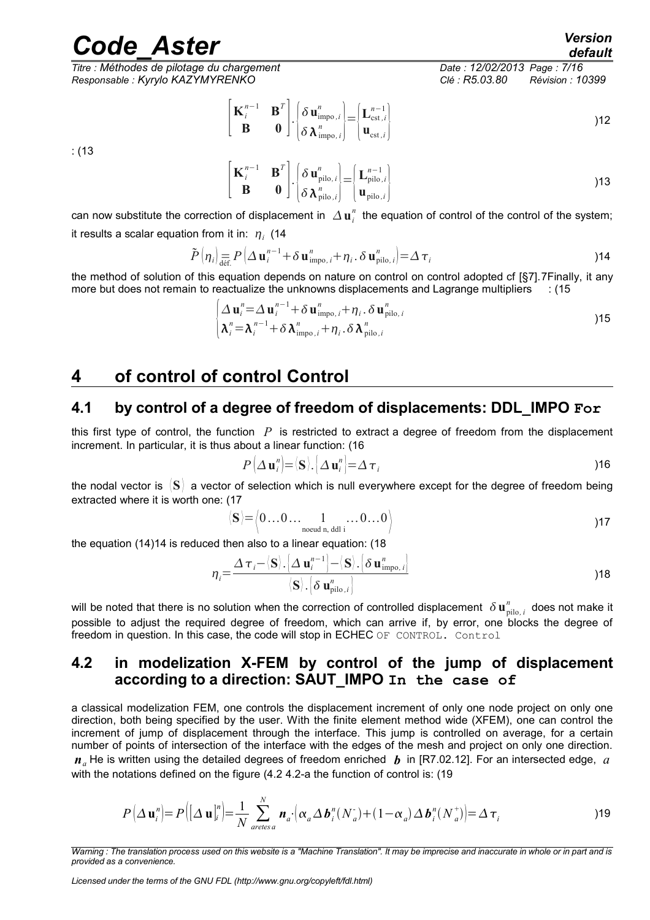$$
\begin{bmatrix} \mathbf{K}_i^{n-1} & \mathbf{B}^T \\ \mathbf{B} & \mathbf{0} \end{bmatrix} \cdot \begin{Bmatrix} \delta \mathbf{u}_{\text{impo},i}^n \\ \delta \boldsymbol{\lambda}_{\text{impo},i}^n \end{Bmatrix} = \begin{Bmatrix} \mathbf{L}_{\text{cst},i}^{n-1} \\ \mathbf{u}_{\text{cst},i} \end{Bmatrix} \qquad )12
$$

: (13

$$
\begin{bmatrix} \mathbf{K}_i^{n-1} & \mathbf{B}^T \\ \mathbf{B} & \mathbf{0} \end{bmatrix} \cdot \begin{Bmatrix} \delta \mathbf{u}_{\text{pilo},i}^n \\ \delta \boldsymbol{\lambda}_{\text{pilo},i}^n \end{Bmatrix} = \begin{Bmatrix} \mathbf{L}_{\text{pilo},i}^{n-1} \\ \mathbf{u}_{\text{pilo},i} \end{Bmatrix} \qquad )13
$$

can now substitute the correction of displacement in $\Delta \mathbf{u}_i^n$ the equation of control of the control of the system; it results a scalar equation from it in: $\eta_i$ (14

$$
\tilde{P}(\eta_i) \underset{\text{déf.}}{=} P\left(\Delta \mathbf{u}_i^{n-1} + \delta \mathbf{u}_{\text{impo},i}^n + \eta_i . \delta \mathbf{u}_{\text{pilo},i}^n\right) = \Delta \tau_i \qquad )14
$$

the method of solution of this equation depends on nature on control on control adopted cf [§7].7Finally, it any more but does not remain to reactualize the unknowns displacements and Lagrange multipliers : (15

$$
\begin{cases} \Delta \mathbf{u}_i^n = \Delta \mathbf{u}_i^{n-1} + \delta \mathbf{u}_{\text{impo},i}^n + \eta_i . \delta \mathbf{u}_{\text{pilo},i}^n \\ \boldsymbol{\lambda}_i^n = \boldsymbol{\lambda}_i^{n-1} + \delta \boldsymbol{\lambda}_{\text{impo},i}^n + \eta_i . \delta \boldsymbol{\lambda}_{\text{pilo},i}^n \end{cases} \qquad )15
$$

# 4 of control of control Control

## 4.1 by control of a degree of freedom of displacements: DDL_IMPO `For`

this first type of control, the function $P$ is restricted to extract a degree of freedom from the displacement increment. In particular, it is thus about a linear function: (16

$$
P(\Delta \mathbf{u}_i^n) = \langle \mathbf{S} \rangle . \{\Delta \mathbf{u}_i^n\} = \Delta \tau_i \qquad )16
$$

the nodal vector is $\langle \mathbf{S} \rangle$ a vector of selection which is null everywhere except for the degree of freedom being extracted where it is worth one: (17

$$
\langle \mathbf{S} \rangle = \langle 0 \ldots 0 \ldots \underset{\text{noeud n, ddl i}}{1} \ldots 0 \ldots 0 \rangle \qquad )17
$$

the equation (14)14 is reduced then also to a linear equation: (18

$$
\eta_i = \frac{\Delta \tau_i - \langle \mathbf{S} \rangle . \{\Delta \mathbf{u}_i^{n-1}\} - \langle \mathbf{S} \rangle . \{\delta \mathbf{u}_{\text{impo},i}^n\}}{\langle \mathbf{S} \rangle . \{\delta \mathbf{u}_{\text{pilo},i}^n\}} \qquad )18
$$

will be noted that there is no solution when the correction of controlled displacement $\delta \mathbf{u}_{\text{pilo},i}^n$ does not make it possible to adjust the required degree of freedom, which can arrive if, by error, one blocks the degree of freedom in question. In this case, the code will stop in ECHEC `OF CONTROL. Control`

## 4.2 in modelization X-FEM by control of the jump of displacement according to a direction: SAUT_IMPO `In the case of`

a classical modelization FEM, one controls the displacement increment of only one node project on only one direction, both being specified by the user. With the finite element method wide (XFEM), one can control the increment of jump of displacement through the interface. This jump is controlled on average, for a certain number of points of intersection of the interface with the edges of the mesh and project on only one direction. $\boldsymbol{n}_a$ He is written using the detailed degrees of freedom enriched $\boldsymbol{b}$ in [R7.02.12]. For an intersected edge, $a$ with the notations defined on the figure (4.2 4.2-a the function of control is: (19

$$
P(\Delta \mathbf{u}_i^n) = P\left([\Delta \mathbf{u}]_i^n\right) = \frac{1}{N} \sum_{aretes\,a}^{N} \boldsymbol{n}_a \cdot \left(\alpha_a \Delta \boldsymbol{b}_i^n(N_a^-) + (1-\alpha_a) \Delta \boldsymbol{b}_i^n(N_a^+)\right) = \Delta \tau_i \qquad )19
$$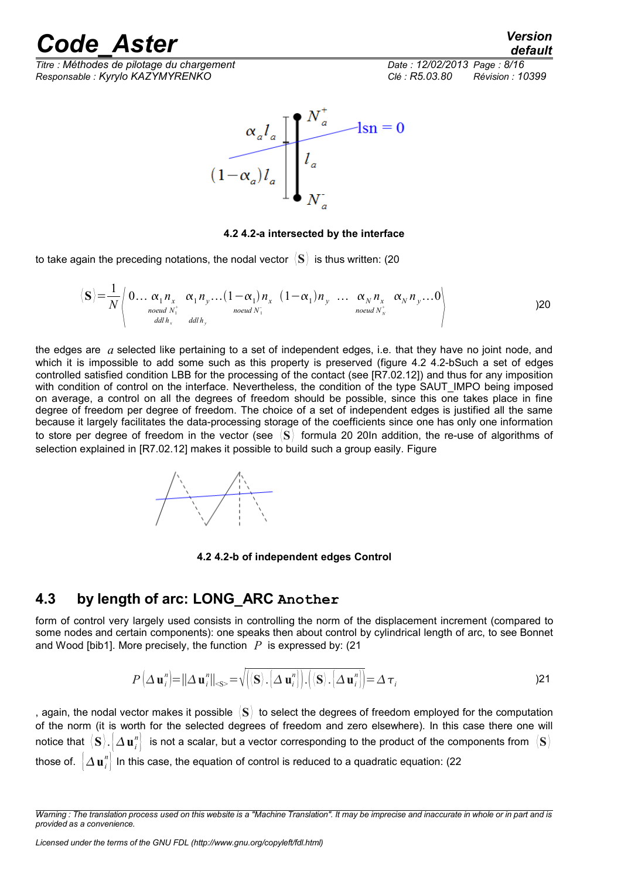**4.2 4.2-a intersected by the interface**

to take again the preceding notations, the nodal vector $\langle \mathbf{S} \rangle$ is thus written: (20

$$\langle \mathbf{S} \rangle = \frac{1}{N} \Big\langle 0 \ldots \underset{\substack{noeud\ N_1^+ \\ ddl\, h_x}}{\alpha_1 n_x} \quad \underset{ddl\, h_y}{\alpha_1 n_y} \ldots \underset{noeud\ N_1^-}{(1-\alpha_1) n_x} \quad (1-\alpha_1) n_y \quad \ldots \quad \underset{noeud\ N_N^+}{\alpha_N n_x} \quad \alpha_N n_y \ldots 0 \Big\rangle \qquad )20$$

the edges are $a$ selected like pertaining to a set of independent edges, i.e. that they have no joint node, and which it is impossible to add some such as this property is preserved (figure 4.2 4.2-bSuch a set of edges controlled satisfied condition LBB for the processing of the contact (see [R7.02.12]) and thus for any imposition with condition of control on the interface. Nevertheless, the condition of the type SAUT_IMPO being imposed on average, a control on all the degrees of freedom should be possible, since this one takes place in fine degree of freedom per degree of freedom. The choice of a set of independent edges is justified all the same because it largely facilitates the data-processing storage of the coefficients since one has only one information to store per degree of freedom in the vector (see $\langle \mathbf{S} \rangle$ formula 20 20In addition, the re-use of algorithms of selection explained in [R7.02.12] makes it possible to build such a group easily. Figure

**4.2 4.2-b of independent edges Control**

## 4.3 by length of arc: LONG_ARC Another

form of control very largely used consists in controlling the norm of the displacement increment (compared to some nodes and certain components): one speaks then about control by cylindrical length of arc, to see Bonnet and Wood [bib1]. More precisely, the function $P$ is expressed by: (21

$$P\left(\Delta \mathbf{u}_i^n\right) = \|\Delta \mathbf{u}_i^n\|_{<S>} = \sqrt{\left(\langle \mathbf{S} \rangle . \{\Delta \mathbf{u}_i^n\}\right) . \left(\langle \mathbf{S} \rangle . \{\Delta \mathbf{u}_i^n\}\right)} = \Delta \tau_i \qquad )21$$

, again, the nodal vector makes it possible $\langle \mathbf{S} \rangle$ to select the degrees of freedom employed for the computation of the norm (it is worth for the selected degrees of freedom and zero elsewhere). In this case there one will notice that $\langle \mathbf{S} \rangle . \{\Delta \mathbf{u}_i^n\}$ is not a scalar, but a vector corresponding to the product of the components from $\langle \mathbf{S} \rangle$ those of. $\{\Delta \mathbf{u}_i^n\}$ In this case, the equation of control is reduced to a quadratic equation: (22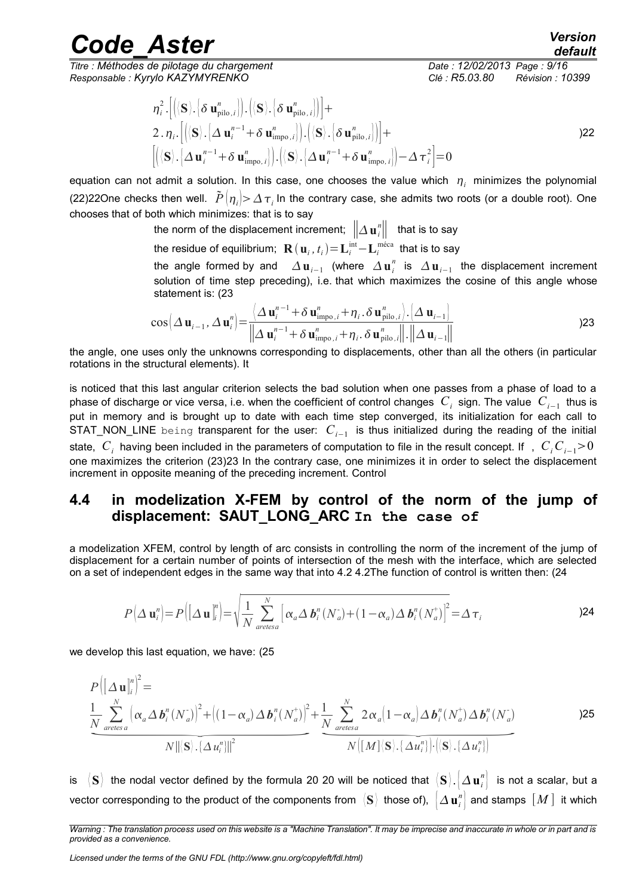$$\eta_i^2.\left[\left(\langle\mathbf{S}\rangle.\left\{\delta\,\mathbf{u}^n_{\text{pilo},i}\right\}\right).\left(\langle\mathbf{S}\rangle.\left\{\delta\,\mathbf{u}^n_{\text{pilo},i}\right\}\right)\right]+$$
$$2.\eta_i.\left[\left(\langle\mathbf{S}\rangle.\left\{\Delta\,\mathbf{u}_i^{n-1}+\delta\,\mathbf{u}^n_{\text{impo},i}\right\}\right).\left(\langle\mathbf{S}\rangle.\left\{\delta\,\mathbf{u}^n_{\text{pilo},i}\right\}\right)\right]+ \qquad )22$$
$$\left[\left(\langle\mathbf{S}\rangle.\left\{\Delta\,\mathbf{u}_i^{n-1}+\delta\,\mathbf{u}^n_{\text{impo},i}\right\}\right).\left(\langle\mathbf{S}\rangle.\left\{\Delta\,\mathbf{u}_i^{n-1}+\delta\,\mathbf{u}^n_{\text{impo},i}\right\}\right)-\Delta\,\tau_i^2\right]=0$$

equation can not admit a solution. In this case, one chooses the value which $\eta_i$ minimizes the polynomial (22)22One checks then well. $\tilde{P}(\eta_i)>\Delta\,\tau_i$ In the contrary case, she admits two roots (or a double root). One chooses that of both which minimizes: that is to say

the norm of the displacement increment; $\left\|\Delta\,\mathbf{u}_i^n\right\|$ that is to say

the residue of equilibrium; $\mathbf{R}(\mathbf{u}_i,t_i)=\mathbf{L}_i^{\text{int}}-\mathbf{L}_i^{\text{méca}}$ that is to say

the angle formed by and $\Delta\,\mathbf{u}_{i-1}$ (where $\Delta\,\mathbf{u}_i^n$ is $\Delta\,\mathbf{u}_{i-1}$ the displacement increment solution of time step preceding), i.e. that which maximizes the cosine of this angle whose statement is: (23

$$\cos\left(\Delta\,\mathbf{u}_{i-1},\Delta\,\mathbf{u}_i^n\right)=\frac{\left\langle\Delta\,\mathbf{u}_i^{n-1}+\delta\,\mathbf{u}^n_{\text{impo},i}+\eta_i.\delta\,\mathbf{u}^n_{\text{pilo},i}\right\rangle.\left\{\Delta\,\mathbf{u}_{i-1}\right\}}{\left\|\Delta\,\mathbf{u}_i^{n-1}+\delta\,\mathbf{u}^n_{\text{impo},i}+\eta_i.\delta\,\mathbf{u}^n_{\text{pilo},i}\right\|.\left\|\Delta\,\mathbf{u}_{i-1}\right\|} \qquad )23$$

the angle, one uses only the unknowns corresponding to displacements, other than all the others (in particular rotations in the structural elements). It

is noticed that this last angular criterion selects the bad solution when one passes from a phase of load to a phase of discharge or vice versa, i.e. when the coefficient of control changes $C_i$ sign. The value $C_{i-1}$ thus is put in memory and is brought up to date with each time step converged, its initialization for each call to STAT_NON_LINE being transparent for the user: $C_{i-1}$ is thus initialized during the reading of the initial state, $C_i$ having been included in the parameters of computation to file in the result concept. If , $C_i C_{i-1}>0$ one maximizes the criterion (23)23 In the contrary case, one minimizes it in order to select the displacement increment in opposite meaning of the preceding increment. Control

## 4.4 in modelization X-FEM by control of the norm of the jump of displacement: SAUT_LONG_ARC In the case of

a modelization XFEM, control by length of arc consists in controlling the norm of the increment of the jump of displacement for a certain number of points of intersection of the mesh with the interface, which are selected on a set of independent edges in the same way that into 4.2 4.2The function of control is written then: (24

$$P\left(\Delta\,\mathbf{u}_i^n\right)=P\left(\left[\!\left[\Delta\,\mathbf{u}\right]\!\right]_i^n\right)=\sqrt{\frac{1}{N}\sum_{aretes\,a}^{N}\left[\alpha_a\Delta\,\boldsymbol{b}_i^n(N_a^-)+(1-\alpha_a)\Delta\,\boldsymbol{b}_i^n(N_a^+)\right]^2}=\Delta\,\tau_i \qquad )24$$

we develop this last equation, we have: (25

$$P\left(\left[\!\left[\Delta\,\mathbf{u}\right]\!\right]_i^n\right)^2=$$
$$\underbrace{\frac{1}{N}\sum_{aretes\,a}^{N}\left(\alpha_a\Delta\,\boldsymbol{b}_i^n(N_a^-)\right)^2+\left((1-\alpha_a)\Delta\,\boldsymbol{b}_i^n(N_a^+)\right)^2}_{N\left\|\langle\mathbf{S}\rangle.\left\{\Delta\,u_i^n\right\}\right\|^2}+\underbrace{\frac{1}{N}\sum_{aretes\,a}^{N}2\,\alpha_a\left(1-\alpha_a\right)\Delta\,\boldsymbol{b}_i^n(N_a^+)\,\Delta\,\boldsymbol{b}_i^n(N_a^-)}_{N\left([M]\langle\mathbf{S}\rangle.\left\{\Delta u_i^n\right\}\right)\cdot\left(\langle\mathbf{S}\rangle.\left\{\Delta\,u_i^n\right\}\right)} \qquad )25$$

is $\langle\mathbf{S}\rangle$ the nodal vector defined by the formula 20 20 will be noticed that $\langle\mathbf{S}\rangle.\left\{\Delta\,\mathbf{u}_i^n\right\}$ is not a scalar, but a vector corresponding to the product of the components from $\langle\mathbf{S}\rangle$ those of), $\left\{\Delta\,\mathbf{u}_i^n\right\}$ and stamps $[M]$ it which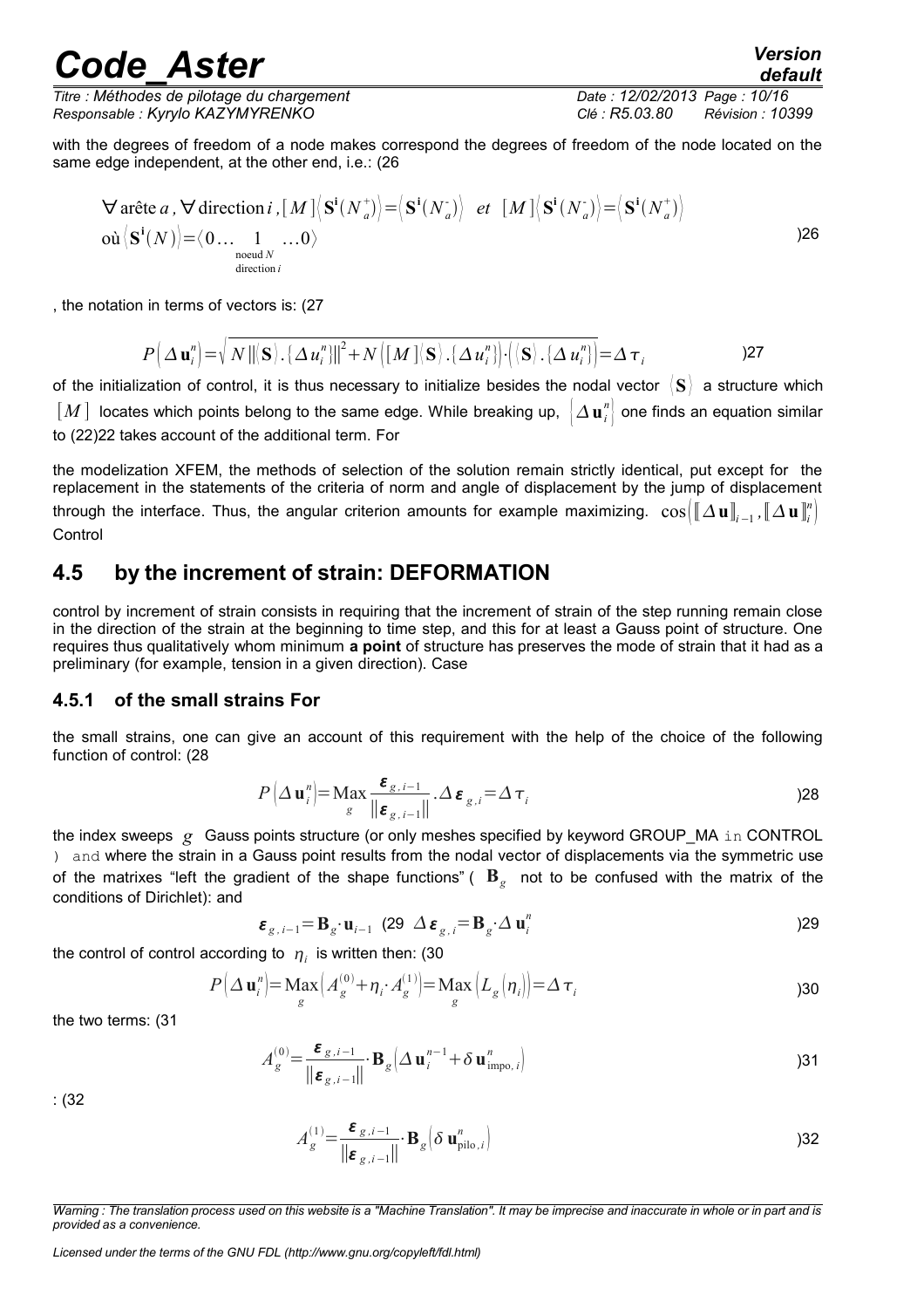with the degrees of freedom of a node makes correspond the degrees of freedom of the node located on the same edge independent, at the other end, i.e.: (26

$$\forall \text{arête}\, a, \forall \text{direction}\, i, [M]\langle \mathbf{S}^{\mathbf{i}}(N_a^+)\rangle = \langle \mathbf{S}^{\mathbf{i}}(N_a^-)\rangle \quad et \quad [M]\langle \mathbf{S}^{\mathbf{i}}(N_a^-)\rangle = \langle \mathbf{S}^{\mathbf{i}}(N_a^+)\rangle$$
$$\text{où} \langle \mathbf{S}^{\mathbf{i}}(N)\rangle = \langle 0 \ldots \underset{\substack{\text{noeud } N \\ \text{direction } i}}{1} \ldots 0\rangle \qquad )26$$

, the notation in terms of vectors is: (27

$$P\left(\Delta \mathbf{u}_i^n\right) = \sqrt{N \left\|\langle \mathbf{S}\rangle . \{\Delta u_i^n\}\right\|^2 + N\left([M]\langle \mathbf{S}\rangle . \{\Delta u_i^n\}\right) \cdot \left(\langle \mathbf{S}\rangle . \{\Delta u_i^n\}\right)} = \Delta \tau_i \qquad )27$$

of the initialization of control, it is thus necessary to initialize besides the nodal vector $\langle \mathbf{S}\rangle$ a structure which $[M]$ locates which points belong to the same edge. While breaking up, $\{\Delta \mathbf{u}_i^n\}$ one finds an equation similar to (22)22 takes account of the additional term. For

the modelization XFEM, the methods of selection of the solution remain strictly identical, put except for the replacement in the statements of the criteria of norm and angle of displacement by the jump of displacement through the interface. Thus, the angular criterion amounts for example maximizing. $\cos\left([\![\Delta \mathbf{u}]\!]_{i-1}, [\![\Delta \mathbf{u}]\!]_i^n\right)$ Control

## 4.5 by the increment of strain: DEFORMATION

control by increment of strain consists in requiring that the increment of strain of the step running remain close in the direction of the strain at the beginning to time step, and this for at least a Gauss point of structure. One requires thus qualitatively whom minimum **a point** of structure has preserves the mode of strain that it had as a preliminary (for example, tension in a given direction). Case

### 4.5.1 of the small strains For

the small strains, one can give an account of this requirement with the help of the choice of the following function of control: (28

$$P\left(\Delta \mathbf{u}_i^n\right) = \underset{g}{\text{Max}} \frac{\boldsymbol{\varepsilon}_{g,i-1}}{\left\|\boldsymbol{\varepsilon}_{g,i-1}\right\|} . \Delta \boldsymbol{\varepsilon}_{g,i} = \Delta \tau_i \qquad )28$$

the index sweeps $g$ Gauss points structure (or only meshes specified by keyword GROUP_MA in CONTROL ) and where the strain in a Gauss point results from the nodal vector of displacements via the symmetric use of the matrixes "left the gradient of the shape functions" ( $\mathbf{B}_g$ not to be confused with the matrix of the conditions of Dirichlet): and

$$\boldsymbol{\varepsilon}_{g,i-1} = \mathbf{B}_g \cdot \mathbf{u}_{i-1} \; (29 \;\; \Delta \boldsymbol{\varepsilon}_{g,i} = \mathbf{B}_g \cdot \Delta \mathbf{u}_i^n \qquad )29$$

the control of control according to $\eta_i$ is written then: (30

$$P\left(\Delta \mathbf{u}_i^n\right) = \underset{g}{\text{Max}}\left(A_g^{(0)} + \eta_i \cdot A_g^{(1)}\right) = \underset{g}{\text{Max}}\left(L_g\left(\eta_i\right)\right) = \Delta \tau_i \qquad )30$$

the two terms: (31

$$A_g^{(0)} = \frac{\boldsymbol{\varepsilon}_{g,i-1}}{\left\|\boldsymbol{\varepsilon}_{g,i-1}\right\|} \cdot \mathbf{B}_g\left(\Delta \mathbf{u}_i^{n-1} + \delta \mathbf{u}_{\text{impo},i}^n\right) \qquad )31$$

: (32

$$A_g^{(1)} = \frac{\boldsymbol{\varepsilon}_{g,i-1}}{\left\|\boldsymbol{\varepsilon}_{g,i-1}\right\|} \cdot \mathbf{B}_g\left(\delta \mathbf{u}_{\text{pilo},i}^n\right) \qquad )32$$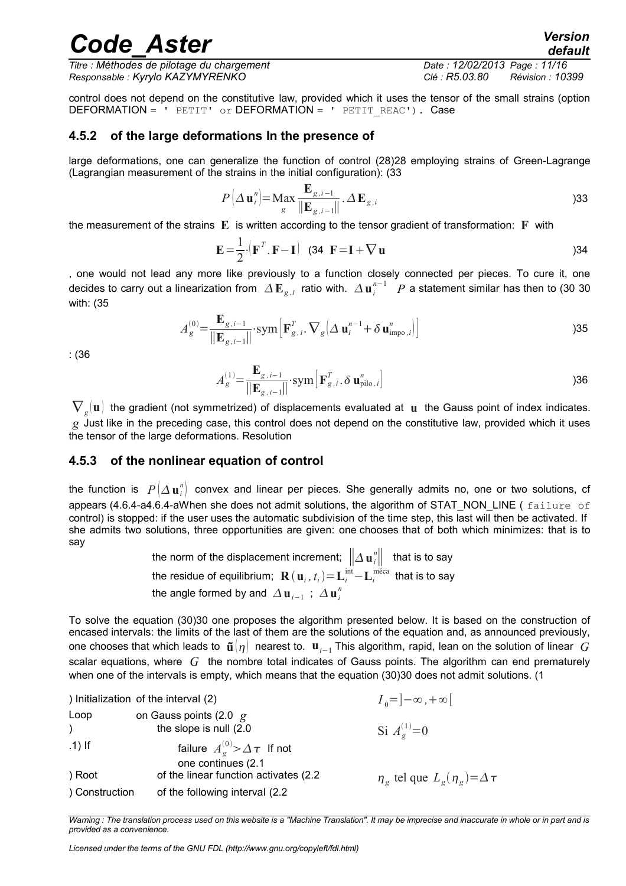control does not depend on the constitutive law, provided which it uses the tensor of the small strains (option DEFORMATION = ' PETIT' or DEFORMATION = ' PETIT_REAC'). Case

### 4.5.2 of the large deformations In the presence of

large deformations, one can generalize the function of control (28)28 employing strains of Green-Lagrange (Lagrangian measurement of the strains in the initial configuration): (33

$$P\left(\Delta \mathbf{u}_i^n\right)=\underset{g}{\operatorname{Max}} \frac{\mathbf{E}_{g,i-1}}{\left\|\mathbf{E}_{g,i-1}\right\|}.\Delta \mathbf{E}_{g,i} \qquad )33$$

the measurement of the strains $\mathbf{E}$ is written according to the tensor gradient of transformation: $\mathbf{F}$ with

$$\mathbf{E}=\frac{1}{2}\cdot\left(\mathbf{F}^T.\mathbf{F}-\mathbf{I}\right) \quad (34 \;\; \mathbf{F}=\mathbf{I}+\nabla \mathbf{u} \qquad )34$$

, one would not lead any more like previously to a function closely connected per pieces. To cure it, one decides to carry out a linearization from $\Delta \mathbf{E}_{g,i}$ ratio with. $\Delta \mathbf{u}_i^{n-1}$ $P$ a statement similar has then to (30 30 with: (35

$$A_g^{(0)}=\frac{\mathbf{E}_{g,i-1}}{\left\|\mathbf{E}_{g,i-1}\right\|}\cdot\operatorname{sym}\left[\mathbf{F}_{g,i}^T.\nabla_g\left(\Delta \mathbf{u}_i^{n-1}+\delta \mathbf{u}_{\text{impo},i}^n\right)\right] \qquad )35$$

: (36

$$A_g^{(1)}=\frac{\mathbf{E}_{g,i-1}}{\left\|\mathbf{E}_{g,i-1}\right\|}\cdot\operatorname{sym}\left[\mathbf{F}_{g,i}^T.\delta \mathbf{u}_{\text{pilo},i}^n\right] \qquad )36$$

$\nabla_g(\mathbf{u})$ the gradient (not symmetrized) of displacements evaluated at $\mathbf{u}$ the Gauss point of index indicates. $g$ Just like in the preceding case, this control does not depend on the constitutive law, provided which it uses the tensor of the large deformations. Resolution

### 4.5.3 of the nonlinear equation of control

the function is $P\left(\Delta \mathbf{u}_i^n\right)$ convex and linear per pieces. She generally admits no, one or two solutions, cf appears (4.6.4-a4.6.4-aWhen she does not admit solutions, the algorithm of STAT_NON_LINE ( failure of control) is stopped: if the user uses the automatic subdivision of the time step, this last will then be activated. If she admits two solutions, three opportunities are given: one chooses that of both which minimizes: that is to say

the norm of the displacement increment; $\left\|\Delta \mathbf{u}_i^n\right\|$ that is to say
the residue of equilibrium; $\mathbf{R}\left(\mathbf{u}_i, t_i\right)=\mathbf{L}_i^{\text{int}}-\mathbf{L}_i^{\text{méca}}$ that is to say
the angle formed by and $\Delta \mathbf{u}_{i-1}$ ; $\Delta \mathbf{u}_i^n$

To solve the equation (30)30 one proposes the algorithm presented below. It is based on the construction of encased intervals: the limits of the last of them are the solutions of the equation and, as announced previously, one chooses that which leads to $\tilde{\mathbf{u}}(\eta)$ nearest to. $\mathbf{u}_{i-1}$ This algorithm, rapid, lean on the solution of linear $G$ scalar equations, where $G$ the nombre total indicates of Gauss points. The algorithm can end prematurely when one of the intervals is empty, which means that the equation (30)30 does not admit solutions. (1

| | | |
|---|---|---|
| ) Initialization | of the interval (2) | $I_0=]-\infty,+\infty[$ |
| Loop | on Gauss points (2.0 $g$ | |
| ) | the slope is null (2.0 | Si $A_g^{(1)}=0$ |
| .1) If | failure $A_g^{(0)}>\Delta\tau$ If not one continues (2.1 | |
| ) Root | of the linear function activates (2.2 | $\eta_g$ tel que $L_g(\eta_g)=\Delta\tau$ |
| ) Construction | of the following interval (2.2 | |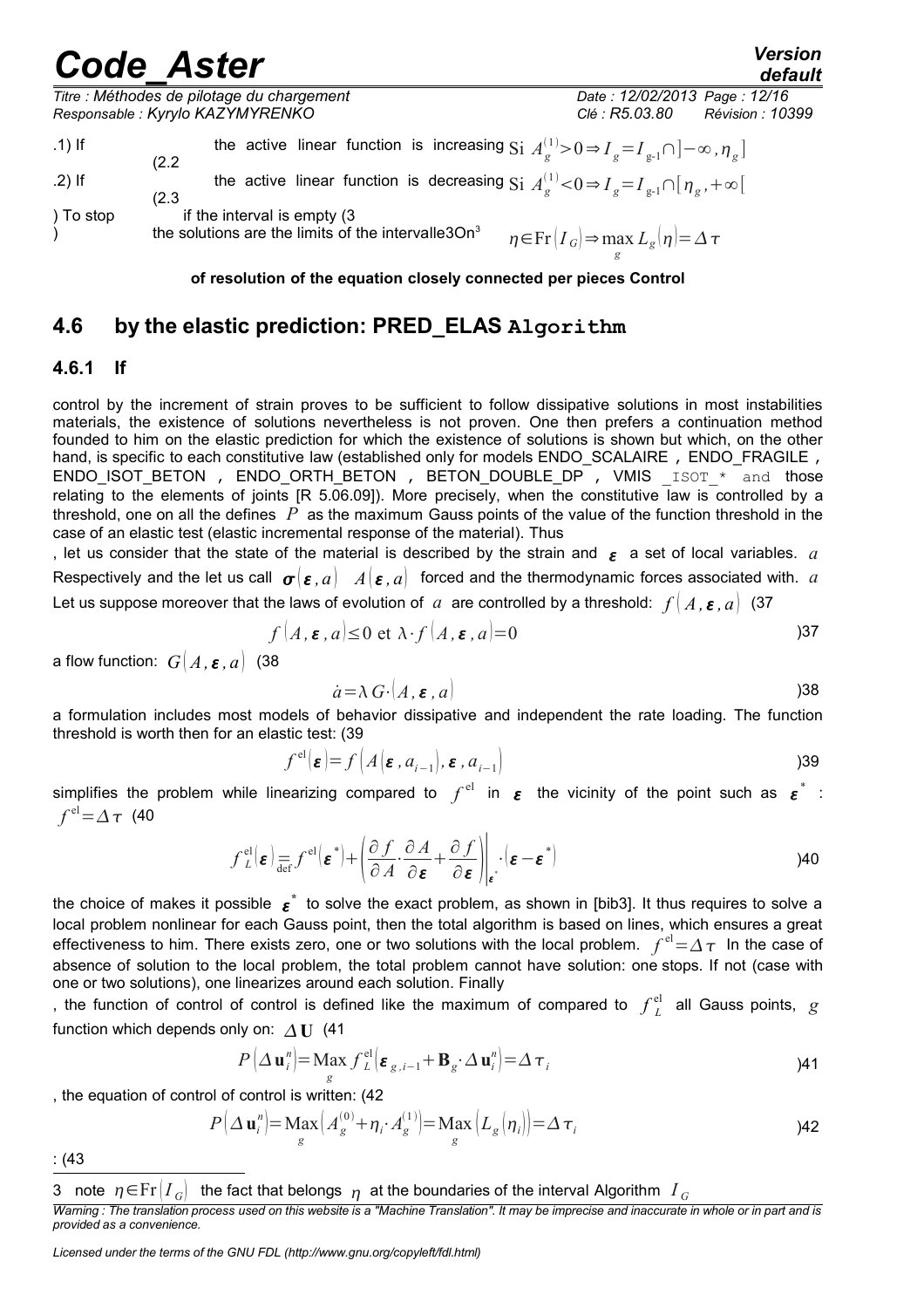.1) If the active linear function is increasing $\text{Si } A_g^{(1)}>0 \Rightarrow I_g = I_{g\text{-}1} \cap ]-\infty, \eta_g]$ (2.2

.2) If the active linear function is decreasing $\text{Si } A_g^{(1)}<0 \Rightarrow I_g = I_{g\text{-}1} \cap [\eta_g, +\infty[$ (2.3

) To stop if the interval is empty (3

) the solutions are the limits of the intervalle3On[3] $\eta \in \text{Fr}(I_G) \Rightarrow \max_g L_g(\eta) = \Delta\tau$

**of resolution of the equation closely connected per pieces Control**

## 4.6 by the elastic prediction: PRED_ELAS Algorithm

### 4.6.1 If

control by the increment of strain proves to be sufficient to follow dissipative solutions in most instabilities materials, the existence of solutions nevertheless is not proven. One then prefers a continuation method founded to him on the elastic prediction for which the existence of solutions is shown but which, on the other hand, is specific to each constitutive law (established only for models ENDO_SCALAIRE , ENDO_FRAGILE , ENDO_ISOT_BETON , ENDO_ORTH_BETON , BETON_DOUBLE_DP , VMIS _ISOT_* and those relating to the elements of joints [R 5.06.09]). More precisely, when the constitutive law is controlled by a threshold, one on all the defines $P$ as the maximum Gauss points of the value of the function threshold in the case of an elastic test (elastic incremental response of the material). Thus

, let us consider that the state of the material is described by the strain and $\boldsymbol{\varepsilon}$ a set of local variables. $a$ Respectively and the let us call $\boldsymbol{\sigma}(\boldsymbol{\varepsilon}, a)$ $A(\boldsymbol{\varepsilon}, a)$ forced and the thermodynamic forces associated with. $a$ Let us suppose moreover that the laws of evolution of $a$ are controlled by a threshold: $f(A, \boldsymbol{\varepsilon}, a)$ (37

$$f(A, \boldsymbol{\varepsilon}, a) \leq 0 \text{ et } \lambda \cdot f(A, \boldsymbol{\varepsilon}, a) = 0 \quad )37$$

a flow function: $G(A, \boldsymbol{\varepsilon}, a)$ (38

$$\dot{a} = \lambda\, G \cdot (A, \boldsymbol{\varepsilon}, a) \quad )38$$

a formulation includes most models of behavior dissipative and independent the rate loading. The function threshold is worth then for an elastic test: (39

$$f^{\text{el}}(\boldsymbol{\varepsilon}) = f\left(A(\boldsymbol{\varepsilon}, a_{i-1}), \boldsymbol{\varepsilon}, a_{i-1}\right) \quad )39$$

simplifies the problem while linearizing compared to $f^{\text{el}}$ in $\boldsymbol{\varepsilon}$ the vicinity of the point such as $\boldsymbol{\varepsilon}^*$ : $f^{\text{el}} = \Delta\tau$ (40

$$f_L^{\text{el}}(\boldsymbol{\varepsilon}) \underset{\text{def}}{=} f^{\text{el}}(\boldsymbol{\varepsilon}^*) + \left( \frac{\partial f}{\partial A} \cdot \frac{\partial A}{\partial \boldsymbol{\varepsilon}} + \frac{\partial f}{\partial \boldsymbol{\varepsilon}} \right)\bigg|_{\boldsymbol{\varepsilon}^*} \cdot (\boldsymbol{\varepsilon} - \boldsymbol{\varepsilon}^*) \quad )40$$

the choice of makes it possible $\boldsymbol{\varepsilon}^*$ to solve the exact problem, as shown in [bib3]. It thus requires to solve a local problem nonlinear for each Gauss point, then the total algorithm is based on lines, which ensures a great effectiveness to him. There exists zero, one or two solutions with the local problem. $f^{\text{el}} = \Delta\tau$ In the case of absence of solution to the local problem, the total problem cannot have solution: one stops. If not (case with one or two solutions), one linearizes around each solution. Finally

, the function of control of control is defined like the maximum of compared to $f_L^{\text{el}}$ all Gauss points, $g$ function which depends only on: $\Delta\mathbf{U}$ (41

$$P(\Delta \mathbf{u}_i^n) = \operatorname*{Max}_g f_L^{\text{el}}(\boldsymbol{\varepsilon}_{g,i-1} + \mathbf{B}_g \cdot \Delta \mathbf{u}_i^n) = \Delta\tau_i \quad )41$$

, the equation of control of control is written: (42

$$P(\Delta \mathbf{u}_i^n) = \operatorname*{Max}_g \left(A_g^{(0)} + \eta_i \cdot A_g^{(1)}\right) = \operatorname*{Max}_g \left(L_g(\eta_i)\right) = \Delta\tau_i \quad )42$$

: (43

---

3 note $\eta \in \text{Fr}(I_G)$ the fact that belongs $\eta$ at the boundaries of the interval Algorithm $I_G$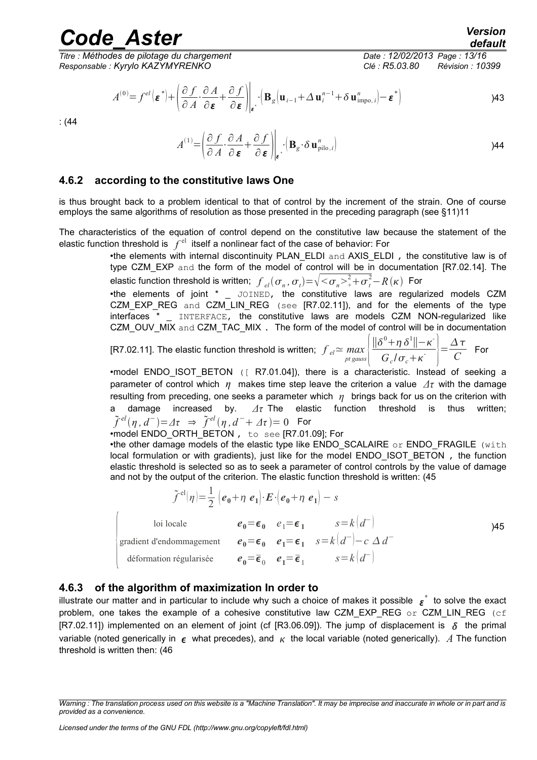$$A^{(0)}=f^{el}\left(\boldsymbol{\varepsilon}^*\right)+\left.\left(\frac{\partial f}{\partial A}\cdot\frac{\partial A}{\partial \boldsymbol{\varepsilon}}+\frac{\partial f}{\partial \boldsymbol{\varepsilon}}\right)\right|_{\boldsymbol{\varepsilon}^*}\cdot\left(\mathbf{B}_g\left(\mathbf{u}_{i-1}+\Delta\mathbf{u}_i^{n-1}+\delta\mathbf{u}_{\text{impo},i}^n\right)-\boldsymbol{\varepsilon}^*\right) \qquad )43$$

: (44

$$A^{(1)}=\left.\left(\frac{\partial f}{\partial A}\cdot\frac{\partial A}{\partial \boldsymbol{\varepsilon}}+\frac{\partial f}{\partial \boldsymbol{\varepsilon}}\right)\right|_{\boldsymbol{\varepsilon}^*}\cdot\left(\mathbf{B}_g\cdot\delta\mathbf{u}_{\text{pilo},i}^n\right) \qquad )44$$

### 4.6.2 according to the constitutive laws One

is thus brought back to a problem identical to that of control by the increment of the strain. One of course employs the same algorithms of resolution as those presented in the preceding paragraph (see §11)11

The characteristics of the equation of control depend on the constitutive law because the statement of the elastic function threshold is $f^{\text{el}}$ itself a nonlinear fact of the case of behavior: For

- the elements with internal discontinuity PLAN_ELDI and AXIS_ELDI , the constitutive law is of type CZM_EXP and the form of the model of control will be in documentation [R7.02.14]. The elastic function threshold is written; $f_{el}(\sigma_n,\sigma_t)=\sqrt{<\sigma_n>_+^2+\sigma_t^2}-R(\kappa)$ For
- the elements of joint * _ JOINED, the constitutive laws are regularized models CZM CZM_EXP_REG and CZM_LIN_REG (see [R7.02.11]), and for the elements of the type interfaces * _ INTERFACE, the constitutive laws are models CZM NON-regularized like CZM_OUV_MIX and CZM_TAC_MIX . The form of the model of control will be in documentation [R7.02.11]. The elastic function threshold is written; $f_{el}\simeq \underset{pt\,gauss}{max}\left(\frac{\|\delta^0+\eta\,\delta^1\|-\kappa^{-}}{G_c/\sigma_c+\kappa^{-}}\right)=\frac{\Delta\tau}{C}$ For
- model ENDO_ISOT_BETON ([ R7.01.04]), there is a characteristic. Instead of seeking a parameter of control which $\eta$ makes time step leave the criterion a value $\Delta\tau$ with the damage resulting from preceding, one seeks a parameter which $\eta$ brings back for us on the criterion with a damage increased by. $\Delta\tau$ The elastic function threshold is thus written; $\tilde{f}^{el}(\eta,d^-)=\Delta\tau \;\Rightarrow\; \tilde{f}^{el}(\eta,d^-+\Delta\tau)=0$ For
- model ENDO_ORTH_BETON , to see [R7.01.09]; For
- the other damage models of the elastic type like ENDO_SCALAIRE or ENDO_FRAGILE (with local formulation or with gradients), just like for the model ENDO_ISOT_BETON , the function elastic threshold is selected so as to seek a parameter of control controls by the value of damage and not by the output of the criterion. The elastic function threshold is written: (45

$$\tilde{f}^{\text{el}}(\eta)=\frac{1}{2}\left(\boldsymbol{e}_0+\eta\,\boldsymbol{e}_1\right)\cdot\boldsymbol{E}\cdot\left(\boldsymbol{e}_0+\eta\,\boldsymbol{e}_1\right)-s$$

$$\begin{cases}\text{loi locale} & \boldsymbol{e}_0=\boldsymbol{\epsilon}_0 \quad e_1=\boldsymbol{\epsilon}_1 \quad s=k\left(d^-\right)\\ \text{gradient d'endommagement} & \boldsymbol{e}_0=\boldsymbol{\epsilon}_0 \quad \boldsymbol{e}_1=\boldsymbol{\epsilon}_1 \quad s=k\left(d^-\right)-c\,\Delta d^-\\ \text{déformation régularisée} & \boldsymbol{e}_0=\bar{\boldsymbol{\epsilon}}_0 \quad \boldsymbol{e}_1=\bar{\boldsymbol{\epsilon}}_1 \quad s=k\left(d^-\right)\end{cases} \qquad )45$$

### 4.6.3 of the algorithm of maximization In order to

illustrate our matter and in particular to include why such a choice of makes it possible $\boldsymbol{\varepsilon}^*$ to solve the exact problem, one takes the example of a cohesive constitutive law CZM_EXP_REG or CZM_LIN_REG (cf [R7.02.11]) implemented on an element of joint (cf [R3.06.09]). The jump of displacement is $\boldsymbol{\delta}$ the primal variable (noted generically in $\boldsymbol{\epsilon}$ what precedes), and $\kappa$ the local variable (noted generically). $A$ The function threshold is written then: (46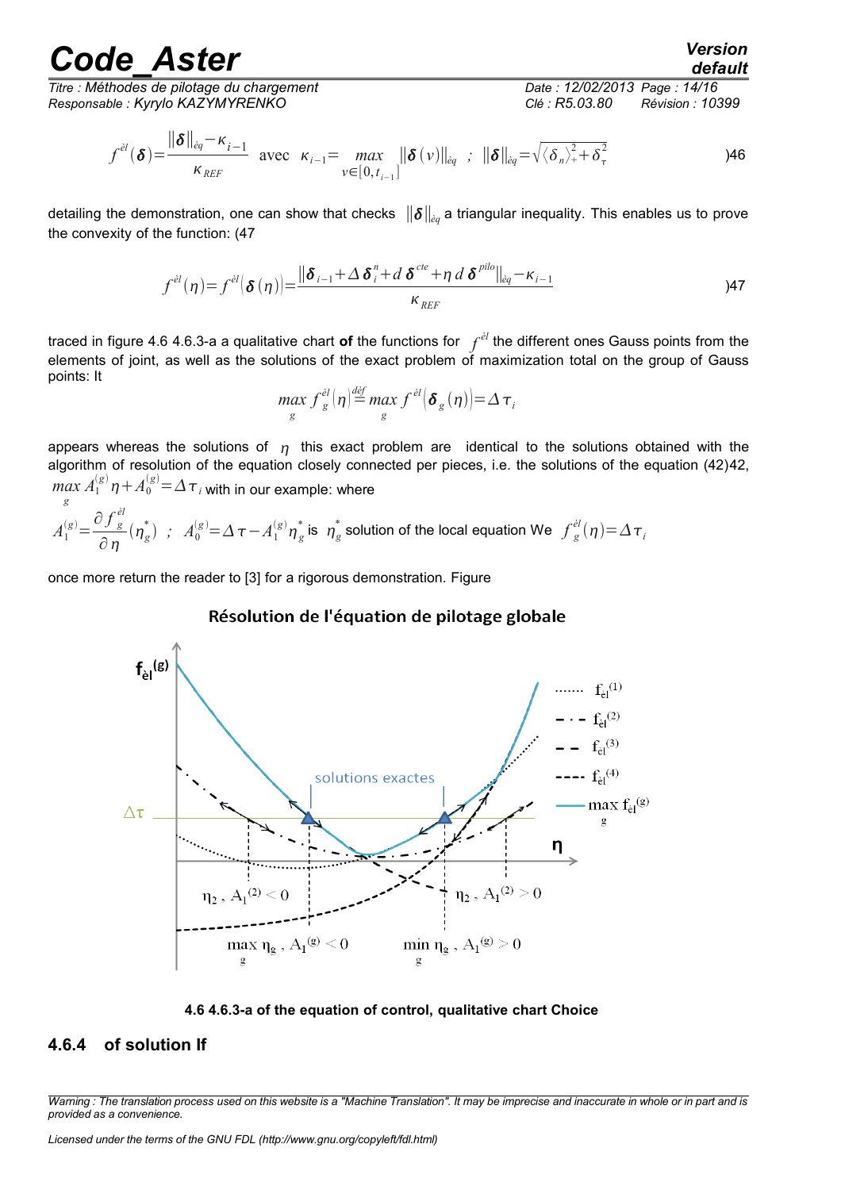$$f^{\grave{e}l}(\boldsymbol{\delta})=\frac{\|\boldsymbol{\delta}\|_{\grave{e}q}-\kappa_{i-1}}{\kappa_{REF}} \quad \text{avec} \quad \kappa_{i-1}=\max_{v\in[0,t_{i-1}]}\|\boldsymbol{\delta}(v)\|_{\grave{e}q} \quad ; \quad \|\boldsymbol{\delta}\|_{\grave{e}q}=\sqrt{\langle\delta_n\rangle_+^2+\delta_\tau^2} \tag{46}$$

detailing the demonstration, one can show that checks $\|\boldsymbol{\delta}\|_{\grave{e}q}$ a triangular inequality. This enables us to prove the convexity of the function: (47

$$f^{\grave{e}l}(\eta)=f^{\grave{e}l}(\boldsymbol{\delta}(\eta))=\frac{\|\boldsymbol{\delta}_{i-1}+\Delta\boldsymbol{\delta}_i^n+d\,\boldsymbol{\delta}^{cte}+\eta\,d\,\boldsymbol{\delta}^{pilo}\|_{\grave{e}q}-\kappa_{i-1}}{\kappa_{REF}} \tag{47}$$

traced in figure 4.6 4.6.3-a a qualitative chart **of** the functions for $f^{\grave{e}l}$ the different ones Gauss points from the elements of joint, as well as the solutions of the exact problem of maximization total on the group of Gauss points: It

$$\max_g f_g^{\grave{e}l}(\eta)\overset{d\acute{e}f}{=}\max_g f^{\grave{e}l}(\boldsymbol{\delta}_g(\eta))=\Delta\tau_i$$

appears whereas the solutions of $\eta$ this exact problem are identical to the solutions obtained with the algorithm of resolution of the equation closely connected per pieces, i.e. the solutions of the equation (42)42, $\max_g A_1^{(g)}\eta+A_0^{(g)}=\Delta\tau_i$ with in our example: where

$A_1^{(g)}=\frac{\partial f_g^{\grave{e}l}}{\partial\eta}(\eta_g^*)$ ; $A_0^{(g)}=\Delta\tau-A_1^{(g)}\eta_g^*$ is $\eta_g^*$ solution of the local equation We $f_g^{\grave{e}l}(\eta)=\Delta\tau_i$

once more return the reader to [3] for a rigorous demonstration. Figure

**4.6 4.6.3-a of the equation of control, qualitative chart Choice**

### 4.6.4 of solution If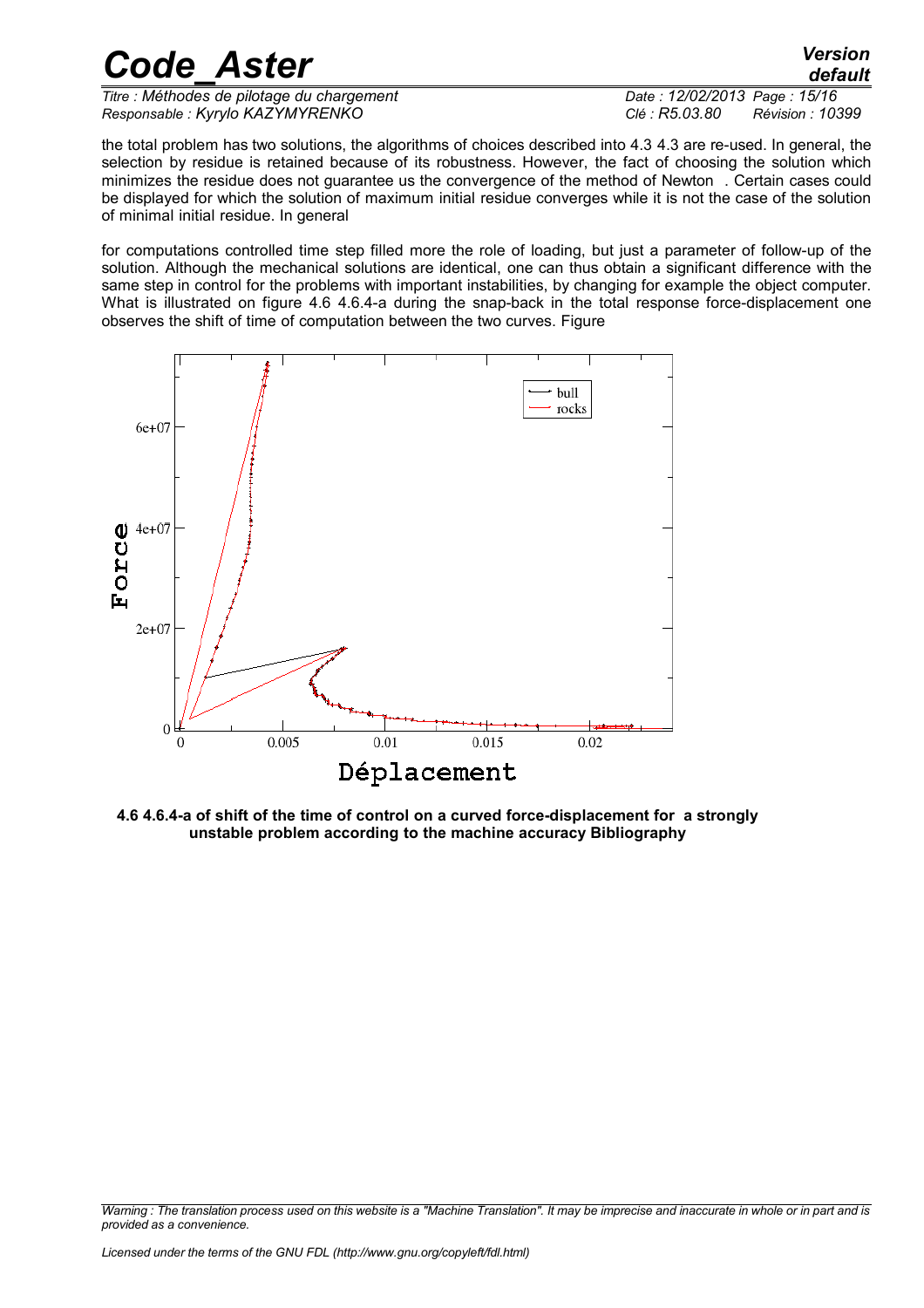the total problem has two solutions, the algorithms of choices described into 4.3 4.3 are re-used. In general, the selection by residue is retained because of its robustness. However, the fact of choosing the solution which minimizes the residue does not guarantee us the convergence of the method of Newton . Certain cases could be displayed for which the solution of maximum initial residue converges while it is not the case of the solution of minimal initial residue. In general

for computations controlled time step filled more the role of loading, but just a parameter of follow-up of the solution. Although the mechanical solutions are identical, one can thus obtain a significant difference with the same step in control for the problems with important instabilities, by changing for example the object computer. What is illustrated on figure 4.6 4.6.4-a during the snap-back in the total response force-displacement one observes the shift of time of computation between the two curves. Figure

**4.6 4.6.4-a of shift of the time of control on a curved force-displacement for a strongly unstable problem according to the machine accuracy Bibliography**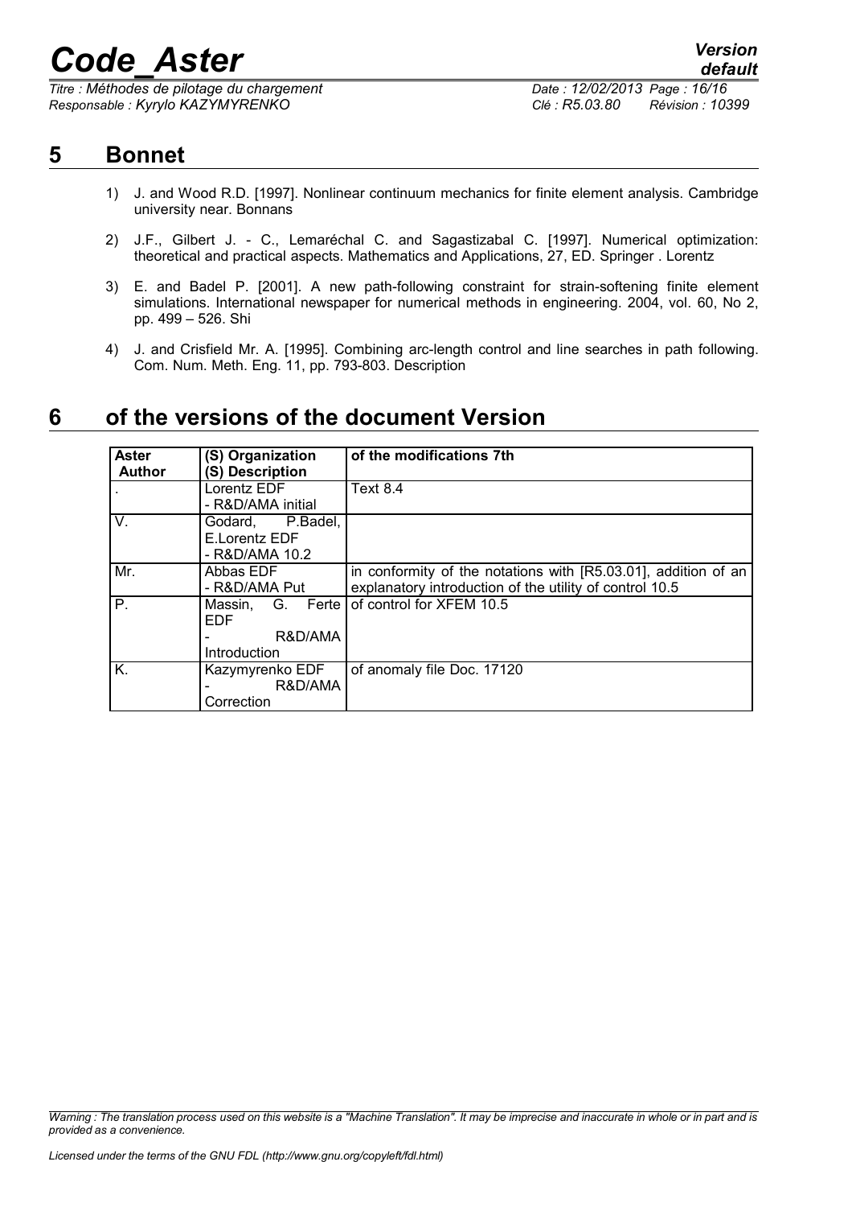# 5 Bonnet

1) J. and Wood R.D. [1997]. Nonlinear continuum mechanics for finite element analysis. Cambridge university near. Bonnans

2) J.F., Gilbert J. - C., Lemaréchal C. and Sagastizabal C. [1997]. Numerical optimization: theoretical and practical aspects. Mathematics and Applications, 27, ED. Springer . Lorentz

3) E. and Badel P. [2001]. A new path-following constraint for strain-softening finite element simulations. International newspaper for numerical methods in engineering. 2004, vol. 60, No 2, pp. 499 – 526. Shi

4) J. and Crisfield Mr. A. [1995]. Combining arc-length control and line searches in path following. Com. Num. Meth. Eng. 11, pp. 793-803. Description

# 6 of the versions of the document Version

| Aster Author | (S) Organization (S) Description | of the modifications 7th |
|---|---|---|
| . | Lorentz EDF - R&D/AMA initial | Text 8.4 |
| V. | Godard, P.Badel, E.Lorentz EDF - R&D/AMA 10.2 | |
| Mr. | Abbas EDF - R&D/AMA Put | in conformity of the notations with [R5.03.01], addition of an explanatory introduction of the utility of control 10.5 |
| P. | Massin, G. Ferte EDF - R&D/AMA Introduction | of control for XFEM 10.5 |
| K. | Kazymyrenko EDF - R&D/AMA Correction | of anomaly file Doc. 17120 |